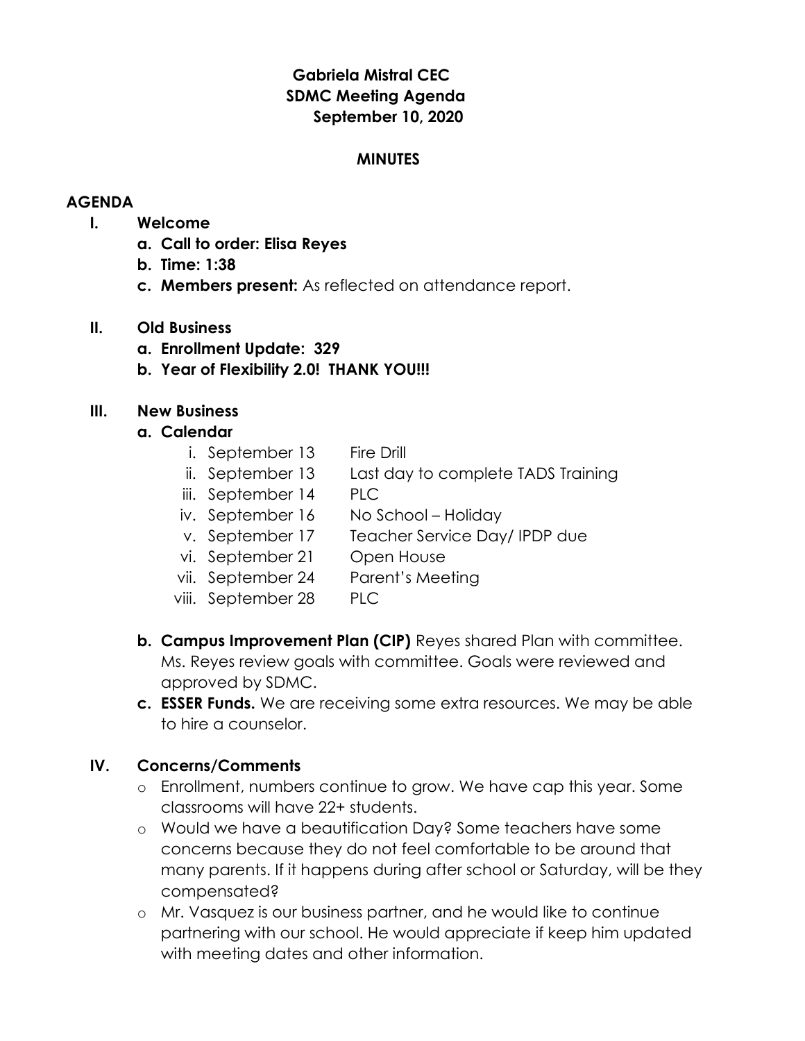**Gabriela Mistral CEC**
**SDMC Meeting Agenda**
**September 10, 2020**

**MINUTES**

**AGENDA**

- **I. Welcome**
  - **a. Call to order: Elisa Reyes**
  - **b. Time: 1:38**
  - **c. Members present:** As reflected on attendance report.

- **II. Old Business**
  - **a. Enrollment Update: 329**
  - **b. Year of Flexibility 2.0! THANK YOU!!!**

- **III. New Business**
  - **a. Calendar**
    - i. September 13 Fire Drill
    - ii. September 13 Last day to complete TADS Training
    - iii. September 14 PLC
    - iv. September 16 No School – Holiday
    - v. September 17 Teacher Service Day/ IPDP due
    - vi. September 21 Open House
    - vii. September 24 Parent's Meeting
    - viii. September 28 PLC
  - **b. Campus Improvement Plan (CIP)** Reyes shared Plan with committee. Ms. Reyes review goals with committee. Goals were reviewed and approved by SDMC.
  - **c. ESSER Funds.** We are receiving some extra resources. We may be able to hire a counselor.

- **IV. Concerns/Comments**
  - Enrollment, numbers continue to grow. We have cap this year. Some classrooms will have 22+ students.
  - Would we have a beautification Day? Some teachers have some concerns because they do not feel comfortable to be around that many parents. If it happens during after school or Saturday, will be they compensated?
  - Mr. Vasquez is our business partner, and he would like to continue partnering with our school. He would appreciate if keep him updated with meeting dates and other information.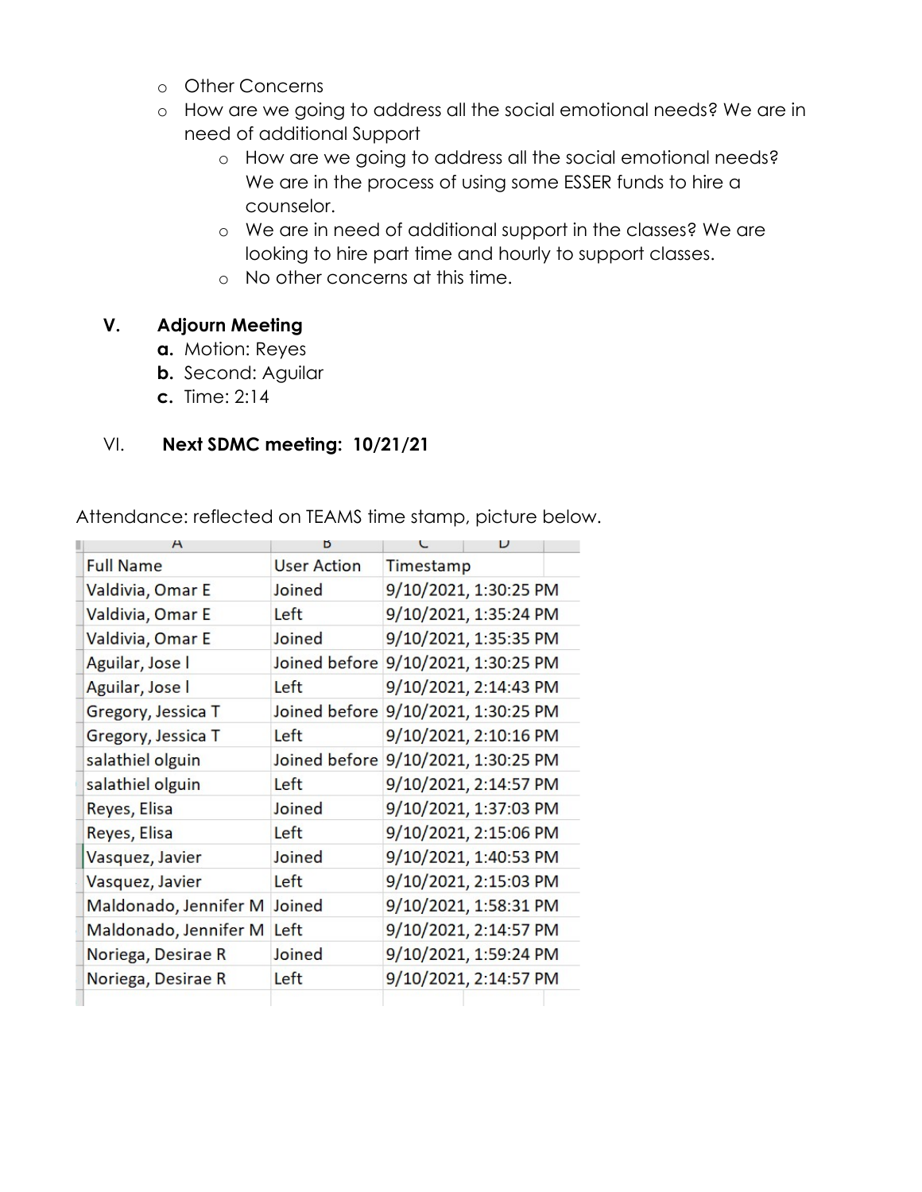- Other Concerns
- How are we going to address all the social emotional needs? We are in need of additional Support
  - How are we going to address all the social emotional needs? We are in the process of using some ESSER funds to hire a counselor.
  - We are in need of additional support in the classes? We are looking to hire part time and hourly to support classes.
  - No other concerns at this time.

**V. Adjourn Meeting**

- **a.** Motion: Reyes
- **b.** Second: Aguilar
- **c.** Time: 2:14

VI. **Next SDMC meeting: 10/21/21**

Attendance: reflected on TEAMS time stamp, picture below.

| Full Name | User Action | Timestamp |
|---|---|---|
| Valdivia, Omar E | Joined | 9/10/2021, 1:30:25 PM |
| Valdivia, Omar E | Left | 9/10/2021, 1:35:24 PM |
| Valdivia, Omar E | Joined | 9/10/2021, 1:35:35 PM |
| Aguilar, Jose I | Joined before | 9/10/2021, 1:30:25 PM |
| Aguilar, Jose I | Left | 9/10/2021, 2:14:43 PM |
| Gregory, Jessica T | Joined before | 9/10/2021, 1:30:25 PM |
| Gregory, Jessica T | Left | 9/10/2021, 2:10:16 PM |
| salathiel olguin | Joined before | 9/10/2021, 1:30:25 PM |
| salathiel olguin | Left | 9/10/2021, 2:14:57 PM |
| Reyes, Elisa | Joined | 9/10/2021, 1:37:03 PM |
| Reyes, Elisa | Left | 9/10/2021, 2:15:06 PM |
| Vasquez, Javier | Joined | 9/10/2021, 1:40:53 PM |
| Vasquez, Javier | Left | 9/10/2021, 2:15:03 PM |
| Maldonado, Jennifer M | Joined | 9/10/2021, 1:58:31 PM |
| Maldonado, Jennifer M | Left | 9/10/2021, 2:14:57 PM |
| Noriega, Desirae R | Joined | 9/10/2021, 1:59:24 PM |
| Noriega, Desirae R | Left | 9/10/2021, 2:14:57 PM |